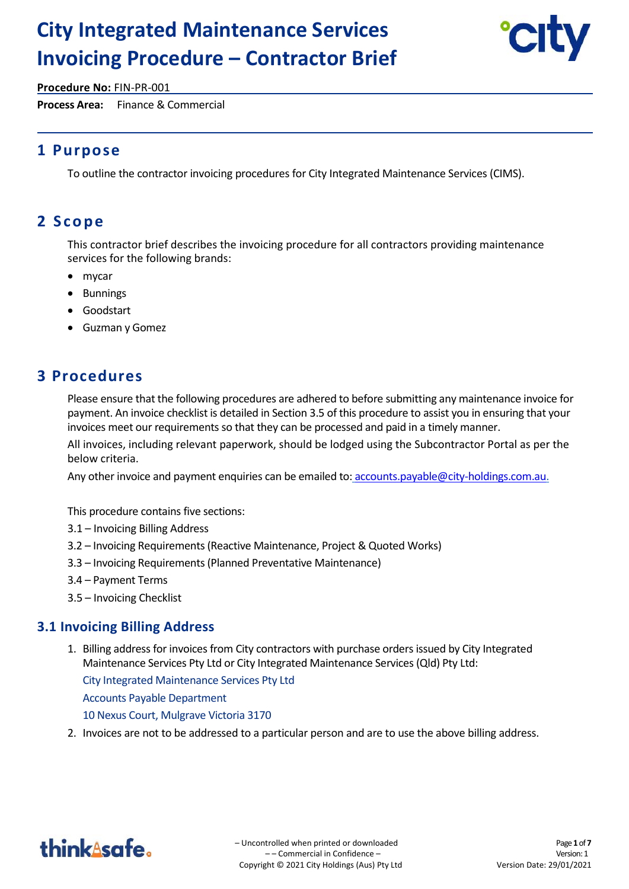# City Integrated Maintenance Services Invoicing Procedure – Contractor Brief

**Procedure No:** FIN-PR-001

**Process Area:** Finance & Commercial

## 1 Purpose

To outline the contractor invoicing procedures for City Integrated Maintenance Services (CIMS).

## 2 Scope

This contractor brief describes the invoicing procedure for all contractors providing maintenance services for the following brands:

- mycar
- Bunnings
- Goodstart
- Guzman y Gomez

## 3 Procedures

Please ensure that the following procedures are adhered to before submitting any maintenance invoice for payment. An invoice checklist is detailed in Section 3.5 of this procedure to assist you in ensuring that your invoices meet our requirements so that they can be processed and paid in a timely manner.

All invoices, including relevant paperwork, should be lodged using the Subcontractor Portal as per the below criteria.

Any other invoice and payment enquiries can be emailed to: accounts.payable@city-holdings.com.au.

This procedure contains five sections:

3.1 – Invoicing Billing Address

3.2 – Invoicing Requirements (Reactive Maintenance, Project & Quoted Works)

3.3 – Invoicing Requirements (Planned Preventative Maintenance)

3.4 – Payment Terms

3.5 – Invoicing Checklist

### 3.1 Invoicing Billing Address

1. Billing address for invoices from City contractors with purchase orders issued by City Integrated Maintenance Services Pty Ltd or City Integrated Maintenance Services (Qld) Pty Ltd:

   City Integrated Maintenance Services Pty Ltd

   Accounts Payable Department

   10 Nexus Court, Mulgrave Victoria 3170

2. Invoices are not to be addressed to a particular person and are to use the above billing address.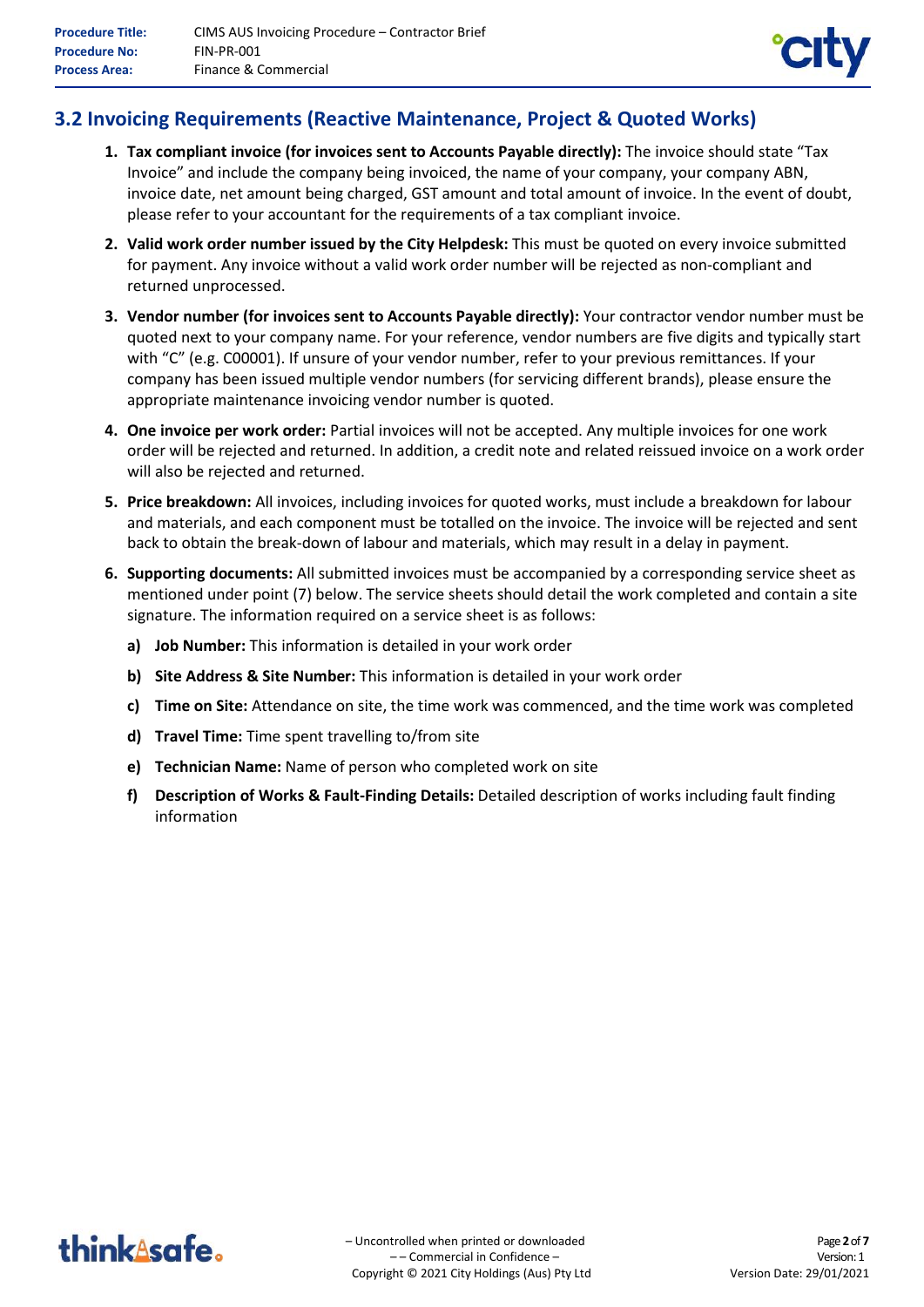## 3.2 Invoicing Requirements (Reactive Maintenance, Project & Quoted Works)

1. **Tax compliant invoice (for invoices sent to Accounts Payable directly):** The invoice should state "Tax Invoice" and include the company being invoiced, the name of your company, your company ABN, invoice date, net amount being charged, GST amount and total amount of invoice. In the event of doubt, please refer to your accountant for the requirements of a tax compliant invoice.
2. **Valid work order number issued by the City Helpdesk:** This must be quoted on every invoice submitted for payment. Any invoice without a valid work order number will be rejected as non-compliant and returned unprocessed.
3. **Vendor number (for invoices sent to Accounts Payable directly):** Your contractor vendor number must be quoted next to your company name. For your reference, vendor numbers are five digits and typically start with "C" (e.g. C00001). If unsure of your vendor number, refer to your previous remittances. If your company has been issued multiple vendor numbers (for servicing different brands), please ensure the appropriate maintenance invoicing vendor number is quoted.
4. **One invoice per work order:** Partial invoices will not be accepted. Any multiple invoices for one work order will be rejected and returned. In addition, a credit note and related reissued invoice on a work order will also be rejected and returned.
5. **Price breakdown:** All invoices, including invoices for quoted works, must include a breakdown for labour and materials, and each component must be totalled on the invoice. The invoice will be rejected and sent back to obtain the break-down of labour and materials, which may result in a delay in payment.
6. **Supporting documents:** All submitted invoices must be accompanied by a corresponding service sheet as mentioned under point (7) below. The service sheets should detail the work completed and contain a site signature. The information required on a service sheet is as follows:
   a) **Job Number:** This information is detailed in your work order
   b) **Site Address & Site Number:** This information is detailed in your work order
   c) **Time on Site:** Attendance on site, the time work was commenced, and the time work was completed
   d) **Travel Time:** Time spent travelling to/from site
   e) **Technician Name:** Name of person who completed work on site
   f) **Description of Works & Fault-Finding Details:** Detailed description of works including fault finding information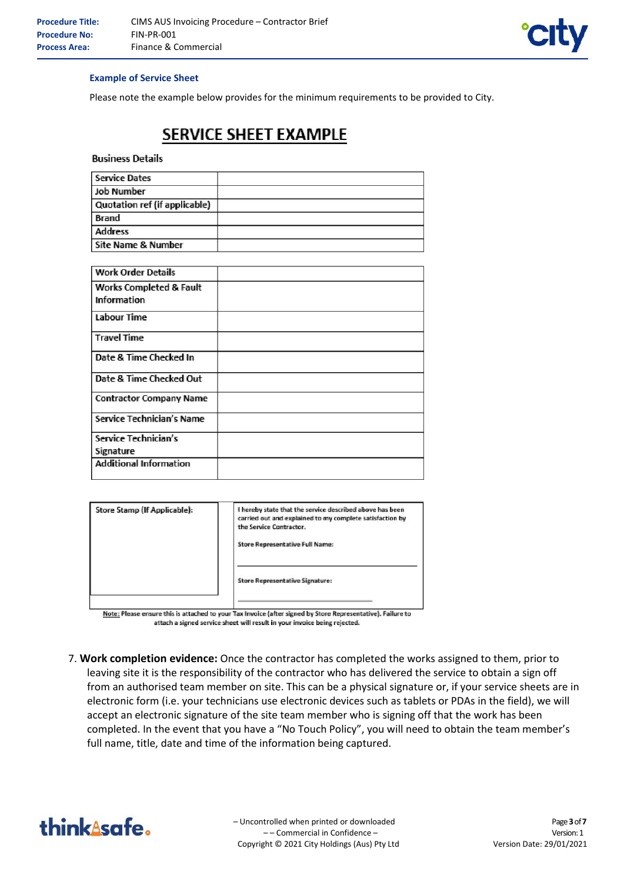### Example of Service Sheet

Please note the example below provides for the minimum requirements to be provided to City.

## SERVICE SHEET EXAMPLE

**Business Details**

| Service Dates | |
|---|---|
| Job Number | |
| Quotation ref (if applicable) | |
| Brand | |
| Address | |
| Site Name & Number | |

| Work Order Details | |
|---|---|
| Works Completed & Fault Information | |
| Labour Time | |
| Travel Time | |
| Date & Time Checked In | |
| Date & Time Checked Out | |
| Contractor Company Name | |
| Service Technician's Name | |
| Service Technician's Signature | |
| Additional Information | |

| Store Stamp (If Applicable): | I hereby state that the service described above has been carried out and explained to my complete satisfaction by the Service Contractor.<br><br>Store Representative Full Name:<br><br>Store Representative Signature: |
|---|---|

Note: Please ensure this is attached to your Tax Invoice (after signed by Store Representative). Failure to attach a signed service sheet will result in your invoice being rejected.

7. **Work completion evidence:** Once the contractor has completed the works assigned to them, prior to leaving site it is the responsibility of the contractor who has delivered the service to obtain a sign off from an authorised team member on site. This can be a physical signature or, if your service sheets are in electronic form (i.e. your technicians use electronic devices such as tablets or PDAs in the field), we will accept an electronic signature of the site team member who is signing off that the work has been completed. In the event that you have a "No Touch Policy", you will need to obtain the team member's full name, title, date and time of the information being captured.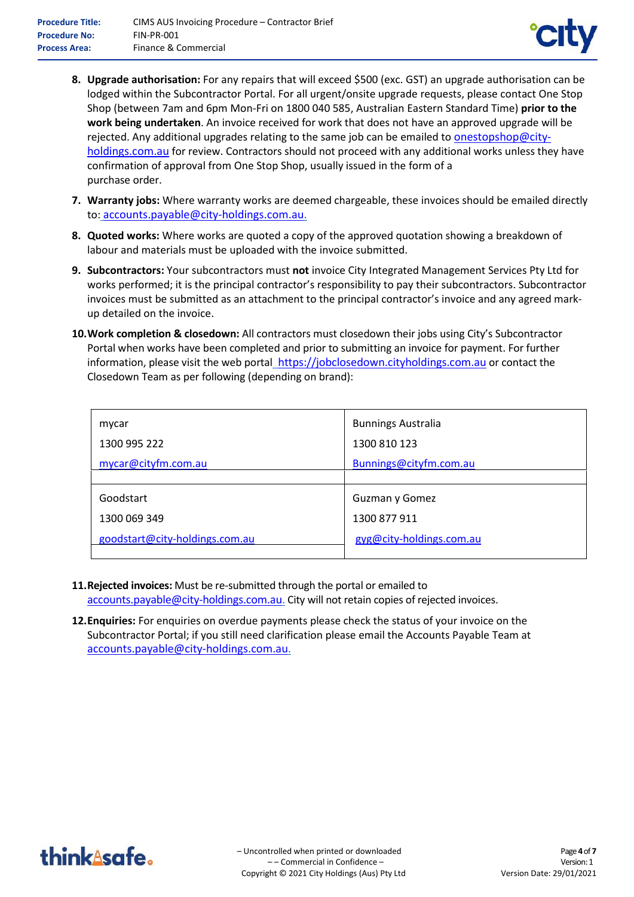8. **Upgrade authorisation:** For any repairs that will exceed $500 (exc. GST) an upgrade authorisation can be lodged within the Subcontractor Portal. For all urgent/onsite upgrade requests, please contact One Stop Shop (between 7am and 6pm Mon-Fri on 1800 040 585, Australian Eastern Standard Time) **prior to the work being undertaken**. An invoice received for work that does not have an approved upgrade will be rejected. Any additional upgrades relating to the same job can be emailed to onestopshop@city-holdings.com.au for review. Contractors should not proceed with any additional works unless they have confirmation of approval from One Stop Shop, usually issued in the form of a purchase order.

7. **Warranty jobs:** Where warranty works are deemed chargeable, these invoices should be emailed directly to: accounts.payable@city-holdings.com.au.

8. **Quoted works:** Where works are quoted a copy of the approved quotation showing a breakdown of labour and materials must be uploaded with the invoice submitted.

9. **Subcontractors:** Your subcontractors must **not** invoice City Integrated Management Services Pty Ltd for works performed; it is the principal contractor's responsibility to pay their subcontractors. Subcontractor invoices must be submitted as an attachment to the principal contractor's invoice and any agreed mark-up detailed on the invoice.

10. **Work completion & closedown:** All contractors must closedown their jobs using City's Subcontractor Portal when works have been completed and prior to submitting an invoice for payment. For further information, please visit the web portal https://jobclosedown.cityholdings.com.au or contact the Closedown Team as per following (depending on brand):

| | |
|---|---|
| mycar<br>1300 995 222<br>mycar@cityfm.com.au | Bunnings Australia<br>1300 810 123<br>Bunnings@cityfm.com.au |
| Goodstart<br>1300 069 349<br>goodstart@city-holdings.com.au | Guzman y Gomez<br>1300 877 911<br>gyg@city-holdings.com.au |

11. **Rejected invoices:** Must be re-submitted through the portal or emailed to accounts.payable@city-holdings.com.au. City will not retain copies of rejected invoices.

12. **Enquiries:** For enquiries on overdue payments please check the status of your invoice on the Subcontractor Portal; if you still need clarification please email the Accounts Payable Team at accounts.payable@city-holdings.com.au.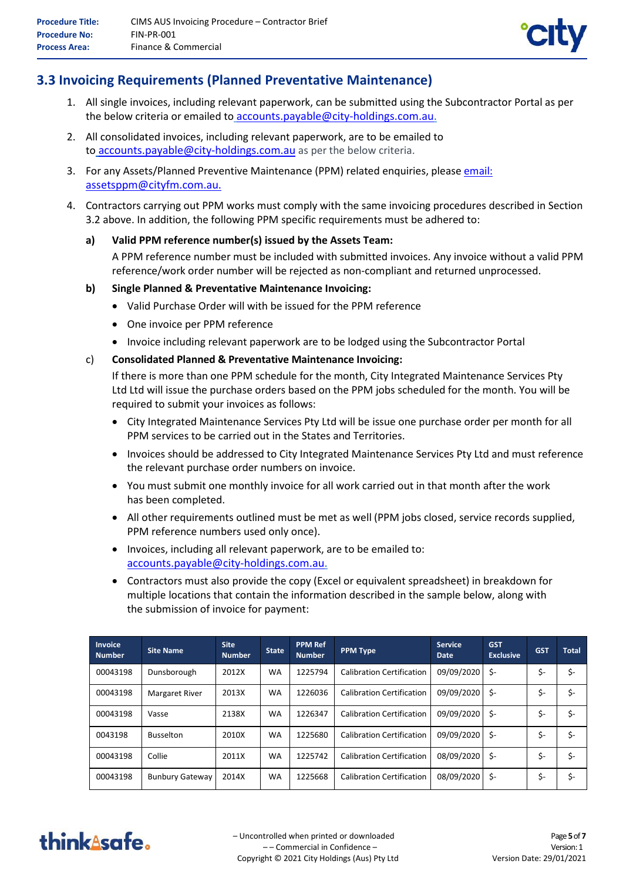## 3.3 Invoicing Requirements (Planned Preventative Maintenance)

1. All single invoices, including relevant paperwork, can be submitted using the Subcontractor Portal as per the below criteria or emailed to accounts.payable@city-holdings.com.au.
2. All consolidated invoices, including relevant paperwork, are to be emailed to accounts.payable@city-holdings.com.au as per the below criteria.
3. For any Assets/Planned Preventive Maintenance (PPM) related enquiries, please email: assetsppm@cityfm.com.au.
4. Contractors carrying out PPM works must comply with the same invoicing procedures described in Section 3.2 above. In addition, the following PPM specific requirements must be adhered to:

**a) Valid PPM reference number(s) issued by the Assets Team:**

A PPM reference number must be included with submitted invoices. Any invoice without a valid PPM reference/work order number will be rejected as non-compliant and returned unprocessed.

**b) Single Planned & Preventative Maintenance Invoicing:**

- Valid Purchase Order will with be issued for the PPM reference
- One invoice per PPM reference
- Invoice including relevant paperwork are to be lodged using the Subcontractor Portal

c) **Consolidated Planned & Preventative Maintenance Invoicing:**

If there is more than one PPM schedule for the month, City Integrated Maintenance Services Pty Ltd Ltd will issue the purchase orders based on the PPM jobs scheduled for the month. You will be required to submit your invoices as follows:

- City Integrated Maintenance Services Pty Ltd will be issue one purchase order per month for all PPM services to be carried out in the States and Territories.
- Invoices should be addressed to City Integrated Maintenance Services Pty Ltd and must reference the relevant purchase order numbers on invoice.
- You must submit one monthly invoice for all work carried out in that month after the work has been completed.
- All other requirements outlined must be met as well (PPM jobs closed, service records supplied, PPM reference numbers used only once).
- Invoices, including all relevant paperwork, are to be emailed to: accounts.payable@city-holdings.com.au.
- Contractors must also provide the copy (Excel or equivalent spreadsheet) in breakdown for multiple locations that contain the information described in the sample below, along with the submission of invoice for payment:

| Invoice Number | Site Name | Site Number | State | PPM Ref Number | PPM Type | Service Date | GST Exclusive | GST | Total |
|---|---|---|---|---|---|---|---|---|---|
| 00043198 | Dunsborough | 2012X | WA | 1225794 | Calibration Certification | 09/09/2020 | $- | $- | $- |
| 00043198 | Margaret River | 2013X | WA | 1226036 | Calibration Certification | 09/09/2020 | $- | $- | $- |
| 00043198 | Vasse | 2138X | WA | 1226347 | Calibration Certification | 09/09/2020 | $- | $- | $- |
| 0043198 | Busselton | 2010X | WA | 1225680 | Calibration Certification | 09/09/2020 | $- | $- | $- |
| 00043198 | Collie | 2011X | WA | 1225742 | Calibration Certification | 08/09/2020 | $- | $- | $- |
| 00043198 | Bunbury Gateway | 2014X | WA | 1225668 | Calibration Certification | 08/09/2020 | $- | $- | $- |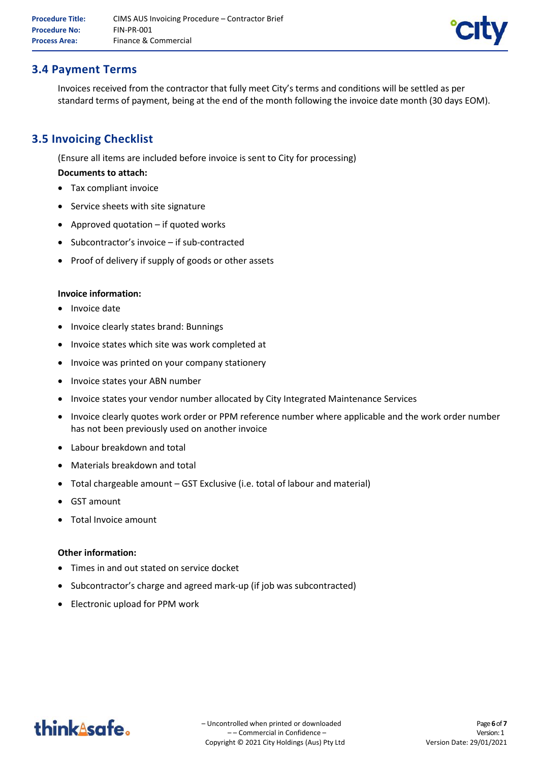## 3.4 Payment Terms

Invoices received from the contractor that fully meet City's terms and conditions will be settled as per standard terms of payment, being at the end of the month following the invoice date month (30 days EOM).

## 3.5 Invoicing Checklist

(Ensure all items are included before invoice is sent to City for processing)

**Documents to attach:**

- Tax compliant invoice
- Service sheets with site signature
- Approved quotation – if quoted works
- Subcontractor's invoice – if sub-contracted
- Proof of delivery if supply of goods or other assets

**Invoice information:**

- Invoice date
- Invoice clearly states brand: Bunnings
- Invoice states which site was work completed at
- Invoice was printed on your company stationery
- Invoice states your ABN number
- Invoice states your vendor number allocated by City Integrated Maintenance Services
- Invoice clearly quotes work order or PPM reference number where applicable and the work order number has not been previously used on another invoice
- Labour breakdown and total
- Materials breakdown and total
- Total chargeable amount – GST Exclusive (i.e. total of labour and material)
- GST amount
- Total Invoice amount

**Other information:**

- Times in and out stated on service docket
- Subcontractor's charge and agreed mark-up (if job was subcontracted)
- Electronic upload for PPM work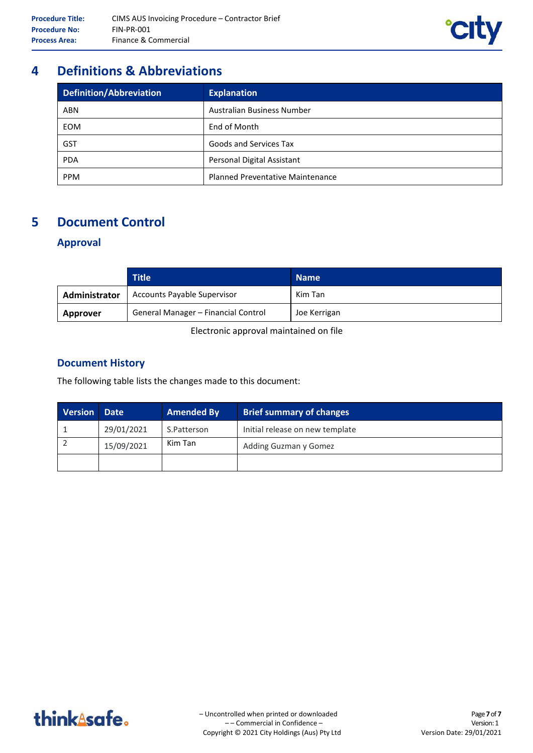# 4 Definitions & Abbreviations

| Definition/Abbreviation | Explanation |
|---|---|
| ABN | Australian Business Number |
| EOM | End of Month |
| GST | Goods and Services Tax |
| PDA | Personal Digital Assistant |
| PPM | Planned Preventative Maintenance |

# 5 Document Control

## Approval

| | Title | Name |
|---|---|---|
| **Administrator** | Accounts Payable Supervisor | Kim Tan |
| **Approver** | General Manager – Financial Control | Joe Kerrigan |

Electronic approval maintained on file

## Document History

The following table lists the changes made to this document:

| Version | Date | Amended By | Brief summary of changes |
|---|---|---|---|
| 1 | 29/01/2021 | S.Patterson | Initial release on new template |
| 2 | 15/09/2021 | Kim Tan | Adding Guzman y Gomez |
| | | | |